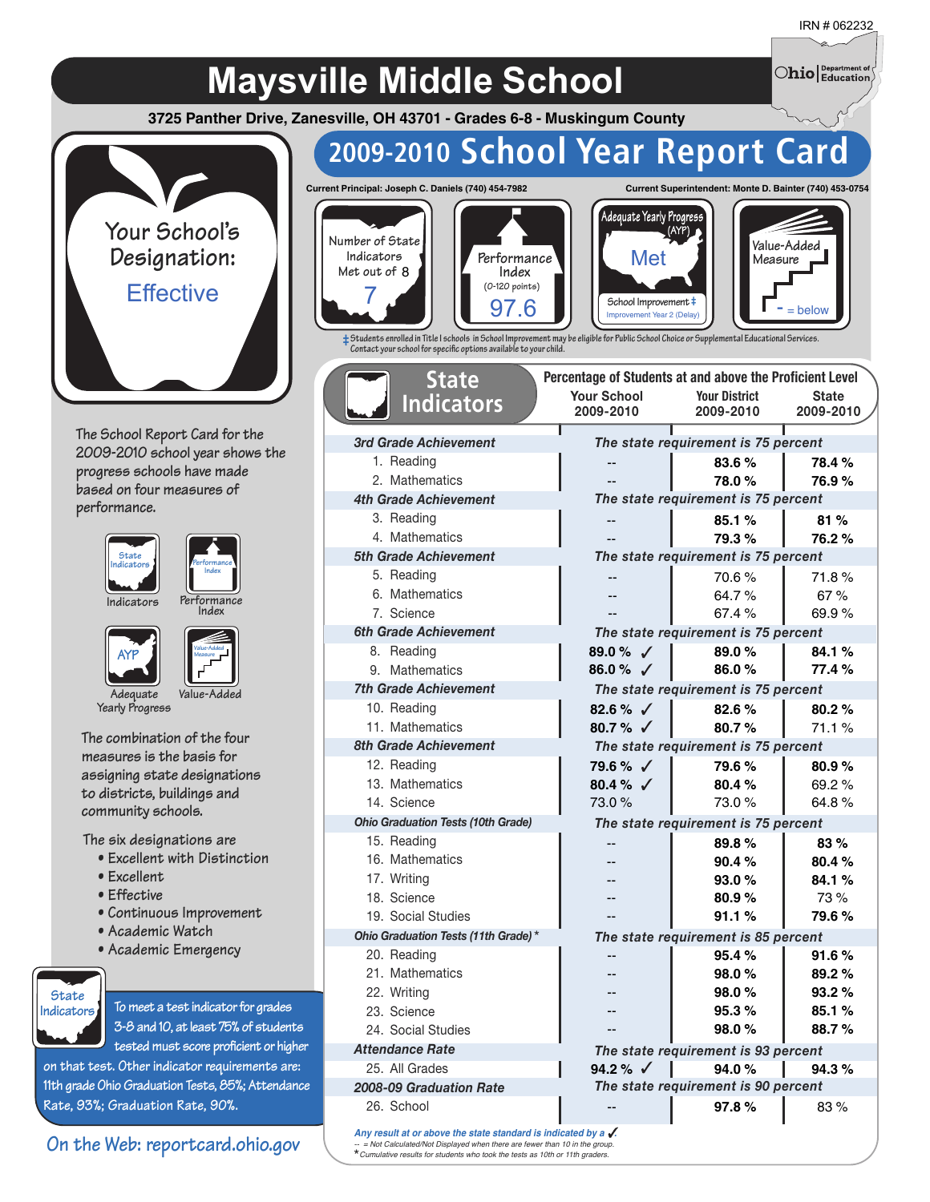IRN # 062232

# Maysville Middle School

**3725 Panther Drive, Zanesville, OH 43701 - Grades 6-8 - Muskingum County**

Ohio | Department of Education

## 2009-2010 School Year Report Card

Current Principal: Joseph C. Daniels (740) 454-7982

Current Superintendent: Monte D. Bainter (740) 453-0754

Your School's Designation: **Effective**

| Number of State Indicators Met out of 8 | Performance Index (0-120 points) | Adequate Yearly Progress (AYP) | Value-Added Measure |
|---|---|---|---|
| 7 | 97.6 | Met<br>School Improvement ‡<br>Improvement Year 2 (Delay) | - = below |

‡ Students enrolled in Title I schools in School Improvement may be eligible for Public School Choice or Supplemental Educational Services. Contact your school for specific options available to your child.

The School Report Card for the 2009-2010 school year shows the progress schools have made based on four measures of performance.

- Indicators
- Performance Index
- Adequate Yearly Progress
- Value-Added

The combination of the four measures is the basis for assigning state designations to districts, buildings and community schools.

The six designations are

- Excellent with Distinction
- Excellent
- Effective
- Continuous Improvement
- Academic Watch
- Academic Emergency

**State Indicators:** To meet a test indicator for grades 3-8 and 10, at least 75% of students tested must score proficient or higher on that test. Other indicator requirements are: 11th grade Ohio Graduation Tests, 85%; Attendance Rate, 93%; Graduation Rate, 90%.

On the Web: reportcard.ohio.gov

### State Indicators

Percentage of Students at and above the Proficient Level

| State Indicators | Your School 2009-2010 | Your District 2009-2010 | State 2009-2010 |
|---|---|---|---|
| ***3rd Grade Achievement*** | *The state requirement is 75 percent* | | |
| 1. Reading | -- | **83.6 %** | **78.4 %** |
| 2. Mathematics | -- | **78.0 %** | **76.9 %** |
| ***4th Grade Achievement*** | *The state requirement is 75 percent* | | |
| 3. Reading | -- | **85.1 %** | **81 %** |
| 4. Mathematics | -- | **79.3 %** | **76.2 %** |
| ***5th Grade Achievement*** | *The state requirement is 75 percent* | | |
| 5. Reading | -- | 70.6 % | 71.8 % |
| 6. Mathematics | -- | 64.7 % | 67 % |
| 7. Science | -- | 67.4 % | 69.9 % |
| ***6th Grade Achievement*** | *The state requirement is 75 percent* | | |
| 8. Reading | **89.0 % ✓** | **89.0 %** | **84.1 %** |
| 9. Mathematics | **86.0 % ✓** | **86.0 %** | **77.4 %** |
| ***7th Grade Achievement*** | *The state requirement is 75 percent* | | |
| 10. Reading | **82.6 % ✓** | **82.6 %** | **80.2 %** |
| 11. Mathematics | **80.7 % ✓** | **80.7 %** | 71.1 % |
| ***8th Grade Achievement*** | *The state requirement is 75 percent* | | |
| 12. Reading | **79.6 % ✓** | **79.6 %** | **80.9 %** |
| 13. Mathematics | **80.4 % ✓** | **80.4 %** | 69.2 % |
| 14. Science | 73.0 % | 73.0 % | 64.8 % |
| ***Ohio Graduation Tests (10th Grade)*** | *The state requirement is 75 percent* | | |
| 15. Reading | -- | **89.8 %** | **83 %** |
| 16. Mathematics | -- | **90.4 %** | **80.4 %** |
| 17. Writing | -- | **93.0 %** | **84.1 %** |
| 18. Science | -- | **80.9 %** | 73 % |
| 19. Social Studies | -- | **91.1 %** | **79.6 %** |
| ***Ohio Graduation Tests (11th Grade) **** | *The state requirement is 85 percent* | | |
| 20. Reading | -- | **95.4 %** | **91.6 %** |
| 21. Mathematics | -- | **98.0 %** | **89.2 %** |
| 22. Writing | -- | **98.0 %** | **93.2 %** |
| 23. Science | -- | **95.3 %** | **85.1 %** |
| 24. Social Studies | -- | **98.0 %** | **88.7 %** |
| ***Attendance Rate*** | *The state requirement is 93 percent* | | |
| 25. All Grades | **94.2 % ✓** | **94.0 %** | **94.3 %** |
| ***2008-09 Graduation Rate*** | *The state requirement is 90 percent* | | |
| 26. School | -- | **97.8 %** | 83 % |

*Any result at or above the state standard is indicated by a ✓.*

*-- = Not Calculated/Not Displayed when there are fewer than 10 in the group.*

*\* Cumulative results for students who took the tests as 10th or 11th graders.*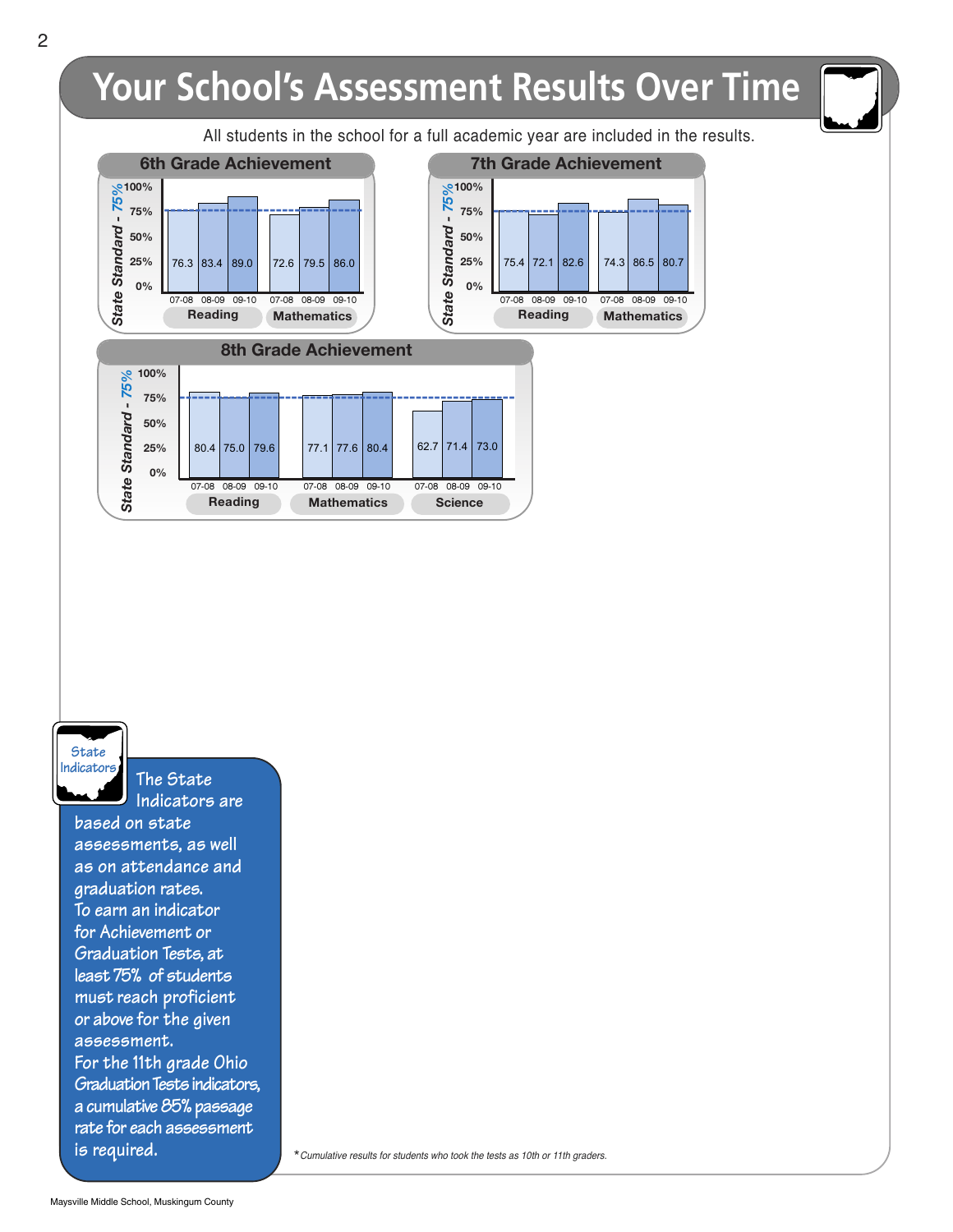# Your School's Assessment Results Over Time

All students in the school for a full academic year are included in the results.

## 6th Grade Achievement

State Standard - 75%

| Subject | 07-08 | 08-09 | 09-10 |
|---|---|---|---|
| Reading | 76.3 | 83.4 | 89.0 |
| Mathematics | 72.6 | 79.5 | 86.0 |

## 7th Grade Achievement

State Standard - 75%

| Subject | 07-08 | 08-09 | 09-10 |
|---|---|---|---|
| Reading | 75.4 | 72.1 | 82.6 |
| Mathematics | 74.3 | 86.5 | 80.7 |

## 8th Grade Achievement

State Standard - 75%

| Subject | 07-08 | 08-09 | 09-10 |
|---|---|---|---|
| Reading | 80.4 | 75.0 | 79.6 |
| Mathematics | 77.1 | 77.6 | 80.4 |
| Science | 62.7 | 71.4 | 73.0 |

**State Indicators**

The State Indicators are based on state assessments, as well as on attendance and graduation rates.
To earn an indicator for Achievement or Graduation Tests, at least 75% of students must reach proficient or above for the given assessment.
For the 11th grade Ohio Graduation Tests indicators, a cumulative 85% passage rate for each assessment is required.

*Cumulative results for students who took the tests as 10th or 11th graders.*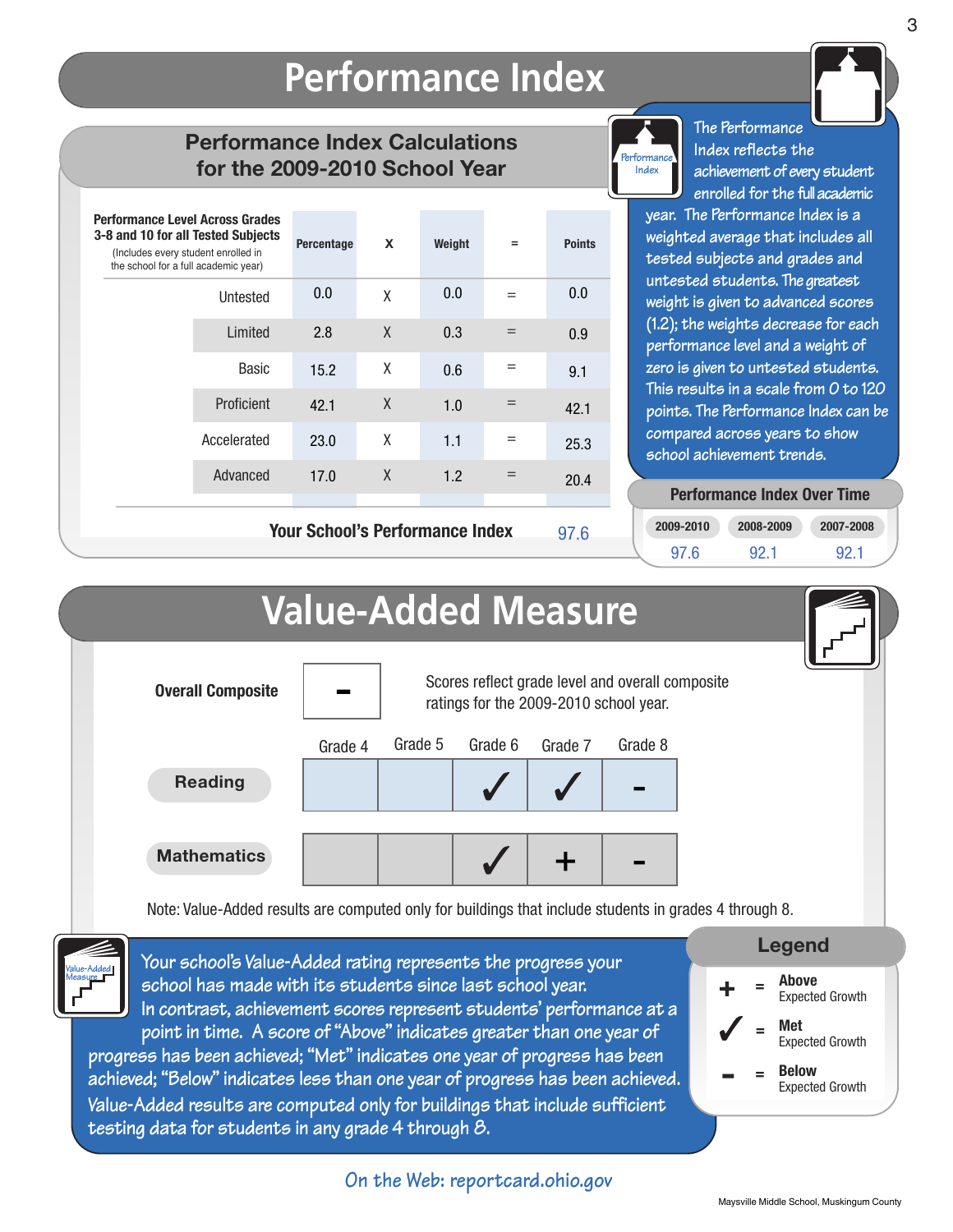# Performance Index

## Performance Index Calculations for the 2009-2010 School Year

| Performance Level Across Grades 3-8 and 10 for all Tested Subjects (Includes every student enrolled in the school for a full academic year) | Percentage | X | Weight | = | Points |
|---|---|---|---|---|---|
| Untested | 0.0 | X | 0.0 | = | 0.0 |
| Limited | 2.8 | X | 0.3 | = | 0.9 |
| Basic | 15.2 | X | 0.6 | = | 9.1 |
| Proficient | 42.1 | X | 1.0 | = | 42.1 |
| Accelerated | 23.0 | X | 1.1 | = | 25.3 |
| Advanced | 17.0 | X | 1.2 | = | 20.4 |

**Your School's Performance Index** 97.6

The Performance Index reflects the achievement of every student enrolled for the full academic year. The Performance Index is a weighted average that includes all tested subjects and grades and untested students. The greatest weight is given to advanced scores (1.2); the weights decrease for each performance level and a weight of zero is given to untested students. This results in a scale from 0 to 120 points. The Performance Index can be compared across years to show school achievement trends.

### Performance Index Over Time

| 2009-2010 | 2008-2009 | 2007-2008 |
|---|---|---|
| 97.6 | 92.1 | 92.1 |

# Value-Added Measure

**Overall Composite** -

Scores reflect grade level and overall composite ratings for the 2009-2010 school year.

| | Grade 4 | Grade 5 | Grade 6 | Grade 7 | Grade 8 |
|---|---|---|---|---|---|
| **Reading** | | | ✓ | ✓ | - |
| **Mathematics** | | | ✓ | + | - |

Note: Value-Added results are computed only for buildings that include students in grades 4 through 8.

Your school's Value-Added rating represents the progress your school has made with its students since last school year. In contrast, achievement scores represent students' performance at a point in time. A score of "Above" indicates greater than one year of progress has been achieved; "Met" indicates one year of progress has been achieved; "Below" indicates less than one year of progress has been achieved. Value-Added results are computed only for buildings that include sufficient testing data for students in any grade 4 through 8.

### Legend

- + = **Above** Expected Growth
- ✓ = **Met** Expected Growth
- - = **Below** Expected Growth

On the Web: reportcard.ohio.gov

Maysville Middle School, Muskingum County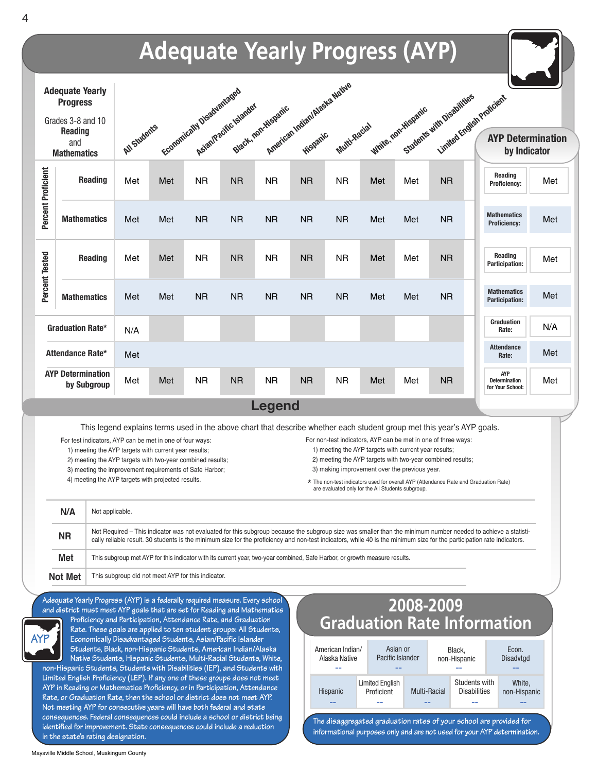# Adequate Yearly Progress (AYP)

| Adequate Yearly Progress Grades 3-8 and 10 Reading and Mathematics | | All Students | Economically Disadvantaged | Asian/Pacific Islander | Black, non-Hispanic | American Indian/Alaska Native | Hispanic | Multi-Racial | White, non-Hispanic | Students with Disabilities | Limited English Proficient |
|---|---|---|---|---|---|---|---|---|---|---|---|
| Percent Proficient | Reading | Met | Met | NR | NR | NR | NR | NR | Met | Met | NR |
| | Mathematics | Met | Met | NR | NR | NR | NR | NR | Met | Met | NR |
| Percent Tested | Reading | Met | Met | NR | NR | NR | NR | NR | Met | Met | NR |
| | Mathematics | Met | Met | NR | NR | NR | NR | NR | Met | Met | NR |
| Graduation Rate* | | N/A | | | | | | | | | |
| Attendance Rate* | | Met | | | | | | | | | |
| AYP Determination by Subgroup | | Met | Met | NR | NR | NR | NR | NR | Met | Met | NR |

## AYP Determination by Indicator

| Indicator | Result |
|---|---|
| Reading Proficiency: | Met |
| Mathematics Proficiency: | Met |
| Reading Participation: | Met |
| Mathematics Participation: | Met |
| Graduation Rate: | N/A |
| Attendance Rate: | Met |
| AYP Determination for Your School: | Met |

## Legend

This legend explains terms used in the above chart that describe whether each student group met this year's AYP goals.

For test indicators, AYP can be met in one of four ways:
1) meeting the AYP targets with current year results;
2) meeting the AYP targets with two-year combined results;
3) meeting the improvement requirements of Safe Harbor;
4) meeting the AYP targets with projected results.

For non-test indicators, AYP can be met in one of three ways:
1) meeting the AYP targets with current year results;
2) meeting the AYP targets with two-year combined results;
3) making improvement over the previous year.

* The non-test indicators used for overall AYP (Attendance Rate and Graduation Rate) are evaluated only for the All Students subgroup.

| Term | Definition |
|---|---|
| N/A | Not applicable. |
| NR | Not Required – This indicator was not evaluated for this subgroup because the subgroup size was smaller than the minimum number needed to achieve a statistically reliable result. 30 students is the minimum size for the proficiency and non-test indicators, while 40 is the minimum size for the participation rate indicators. |
| Met | This subgroup met AYP for this indicator with its current year, two-year combined, Safe Harbor, or growth measure results. |
| Not Met | This subgroup did not meet AYP for this indicator. |

Adequate Yearly Progress (AYP) is a federally required measure. Every school and district must meet AYP goals that are set for Reading and Mathematics Proficiency and Participation, Attendance Rate, and Graduation Rate. These goals are applied to ten student groups: All Students, Economically Disadvantaged Students, Asian/Pacific Islander Students, Black, non-Hispanic Students, American Indian/Alaska Native Students, Hispanic Students, Multi-Racial Students, White, non-Hispanic Students, Students with Disabilities (IEP), and Students with Limited English Proficiency (LEP). If any one of these groups does not meet AYP in Reading or Mathematics Proficiency, or in Participation, Attendance Rate, or Graduation Rate, then the school or district does not meet AYP. Not meeting AYP for consecutive years will have both federal and state consequences. Federal consequences could include a school or district being identified for improvement. State consequences could include a reduction in the state's rating designation.

## 2008-2009 Graduation Rate Information

| American Indian/ Alaska Native | Asian or Pacific Islander | Black, non-Hispanic | Econ. Disadvtgd |
|---|---|---|---|
| -- | -- | -- | -- |

| Hispanic | Limited English Proficient | Multi-Racial | Students with Disabilities | White, non-Hispanic |
|---|---|---|---|---|
| -- | -- | -- | -- | -- |

The disaggregated graduation rates of your school are provided for informational purposes only and are not used for your AYP determination.

Maysville Middle School, Muskingum County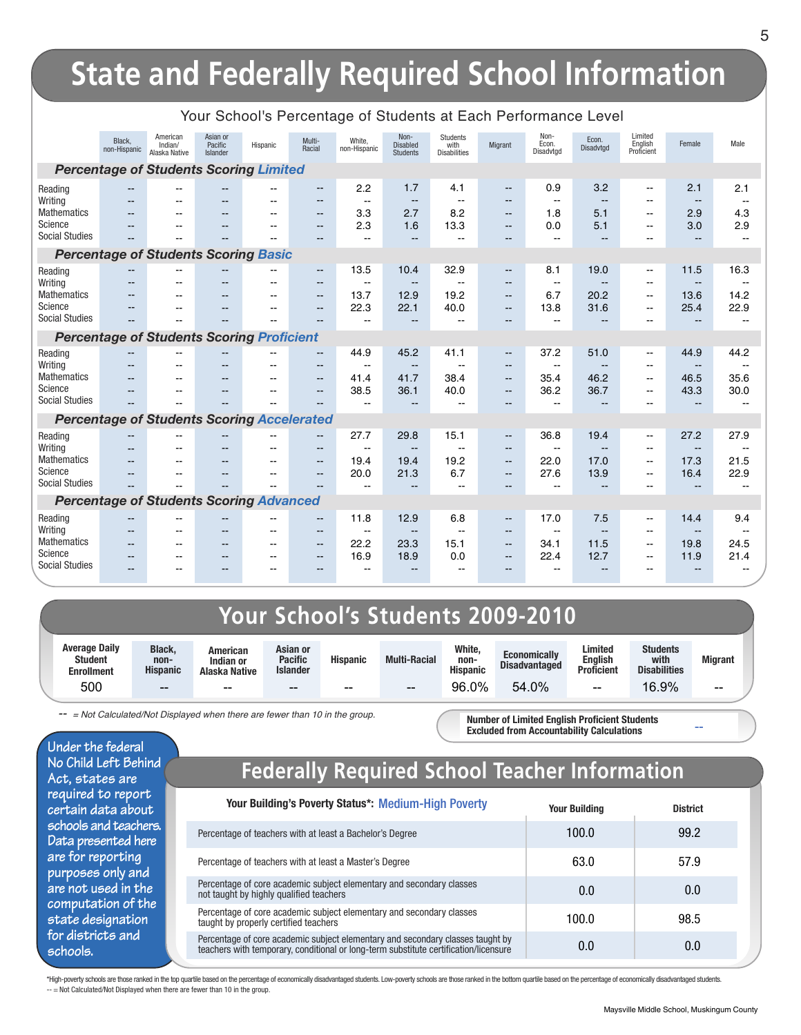# State and Federally Required School Information

## Your School's Percentage of Students at Each Performance Level

| | Black, non-Hispanic | American Indian/ Alaska Native | Asian or Pacific Islander | Hispanic | Multi-Racial | White, non-Hispanic | Non-Disabled Students | Students with Disabilities | Migrant | Non-Econ. Disadvtgd | Econ. Disadvtgd | Limited English Proficient | Female | Male |
|---|---|---|---|---|---|---|---|---|---|---|---|---|---|---|
| ***Percentage of Students Scoring Limited*** | | | | | | | | | | | | | | |
| Reading | -- | -- | -- | -- | -- | 2.2 | 1.7 | 4.1 | -- | 0.9 | 3.2 | -- | 2.1 | 2.1 |
| Writing | -- | -- | -- | -- | -- | -- | -- | -- | -- | -- | -- | -- | -- | -- |
| Mathematics | -- | -- | -- | -- | -- | 3.3 | 2.7 | 8.2 | -- | 1.8 | 5.1 | -- | 2.9 | 4.3 |
| Science | -- | -- | -- | -- | -- | 2.3 | 1.6 | 13.3 | -- | 0.0 | 5.1 | -- | 3.0 | 2.9 |
| Social Studies | -- | -- | -- | -- | -- | -- | -- | -- | -- | -- | -- | -- | -- | -- |
| ***Percentage of Students Scoring Basic*** | | | | | | | | | | | | | | |
| Reading | -- | -- | -- | -- | -- | 13.5 | 10.4 | 32.9 | -- | 8.1 | 19.0 | -- | 11.5 | 16.3 |
| Writing | -- | -- | -- | -- | -- | -- | -- | -- | -- | -- | -- | -- | -- | -- |
| Mathematics | -- | -- | -- | -- | -- | 13.7 | 12.9 | 19.2 | -- | 6.7 | 20.2 | -- | 13.6 | 14.2 |
| Science | -- | -- | -- | -- | -- | 22.3 | 22.1 | 40.0 | -- | 13.8 | 31.6 | -- | 25.4 | 22.9 |
| Social Studies | -- | -- | -- | -- | -- | -- | -- | -- | -- | -- | -- | -- | -- | -- |
| ***Percentage of Students Scoring Proficient*** | | | | | | | | | | | | | | |
| Reading | -- | -- | -- | -- | -- | 44.9 | 45.2 | 41.1 | -- | 37.2 | 51.0 | -- | 44.9 | 44.2 |
| Writing | -- | -- | -- | -- | -- | -- | -- | -- | -- | -- | -- | -- | -- | -- |
| Mathematics | -- | -- | -- | -- | -- | 41.4 | 41.7 | 38.4 | -- | 35.4 | 46.2 | -- | 46.5 | 35.6 |
| Science | -- | -- | -- | -- | -- | 38.5 | 36.1 | 40.0 | -- | 36.2 | 36.7 | -- | 43.3 | 30.0 |
| Social Studies | -- | -- | -- | -- | -- | -- | -- | -- | -- | -- | -- | -- | -- | -- |
| ***Percentage of Students Scoring Accelerated*** | | | | | | | | | | | | | | |
| Reading | -- | -- | -- | -- | -- | 27.7 | 29.8 | 15.1 | -- | 36.8 | 19.4 | -- | 27.2 | 27.9 |
| Writing | -- | -- | -- | -- | -- | -- | -- | -- | -- | -- | -- | -- | -- | -- |
| Mathematics | -- | -- | -- | -- | -- | 19.4 | 19.4 | 19.2 | -- | 22.0 | 17.0 | -- | 17.3 | 21.5 |
| Science | -- | -- | -- | -- | -- | 20.0 | 21.3 | 6.7 | -- | 27.6 | 13.9 | -- | 16.4 | 22.9 |
| Social Studies | -- | -- | -- | -- | -- | -- | -- | -- | -- | -- | -- | -- | -- | -- |
| ***Percentage of Students Scoring Advanced*** | | | | | | | | | | | | | | |
| Reading | -- | -- | -- | -- | -- | 11.8 | 12.9 | 6.8 | -- | 17.0 | 7.5 | -- | 14.4 | 9.4 |
| Writing | -- | -- | -- | -- | -- | -- | -- | -- | -- | -- | -- | -- | -- | -- |
| Mathematics | -- | -- | -- | -- | -- | 22.2 | 23.3 | 15.1 | -- | 34.1 | 11.5 | -- | 19.8 | 24.5 |
| Science | -- | -- | -- | -- | -- | 16.9 | 18.9 | 0.0 | -- | 22.4 | 12.7 | -- | 11.9 | 21.4 |
| Social Studies | -- | -- | -- | -- | -- | -- | -- | -- | -- | -- | -- | -- | -- | -- |

# Your School's Students 2009-2010

| Average Daily Student Enrollment | Black, non-Hispanic | American Indian or Alaska Native | Asian or Pacific Islander | Hispanic | Multi-Racial | White, non-Hispanic | Economically Disadvantaged | Limited English Proficient | Students with Disabilities | Migrant |
|---|---|---|---|---|---|---|---|---|---|---|
| 500 | -- | -- | -- | -- | -- | 96.0% | 54.0% | -- | 16.9% | -- |

*-- = Not Calculated/Not Displayed when there are fewer than 10 in the group.*

**Number of Limited English Proficient Students Excluded from Accountability Calculations** --

Under the federal No Child Left Behind Act, states are required to report certain data about schools and teachers. Data presented here are for reporting purposes only and are not used in the computation of the state designation for districts and schools.

# Federally Required School Teacher Information

**Your Building's Poverty Status*:** Medium-High Poverty

| | Your Building | District |
|---|---|---|
| Percentage of teachers with at least a Bachelor's Degree | 100.0 | 99.2 |
| Percentage of teachers with at least a Master's Degree | 63.0 | 57.9 |
| Percentage of core academic subject elementary and secondary classes not taught by highly qualified teachers | 0.0 | 0.0 |
| Percentage of core academic subject elementary and secondary classes taught by properly certified teachers | 100.0 | 98.5 |
| Percentage of core academic subject elementary and secondary classes taught by teachers with temporary, conditional or long-term substitute certification/licensure | 0.0 | 0.0 |

*High-poverty schools are those ranked in the top quartile based on the percentage of economically disadvantaged students. Low-poverty schools are those ranked in the bottom quartile based on the percentage of economically disadvantaged students.

-- = Not Calculated/Not Displayed when there are fewer than 10 in the group.

Maysville Middle School, Muskingum County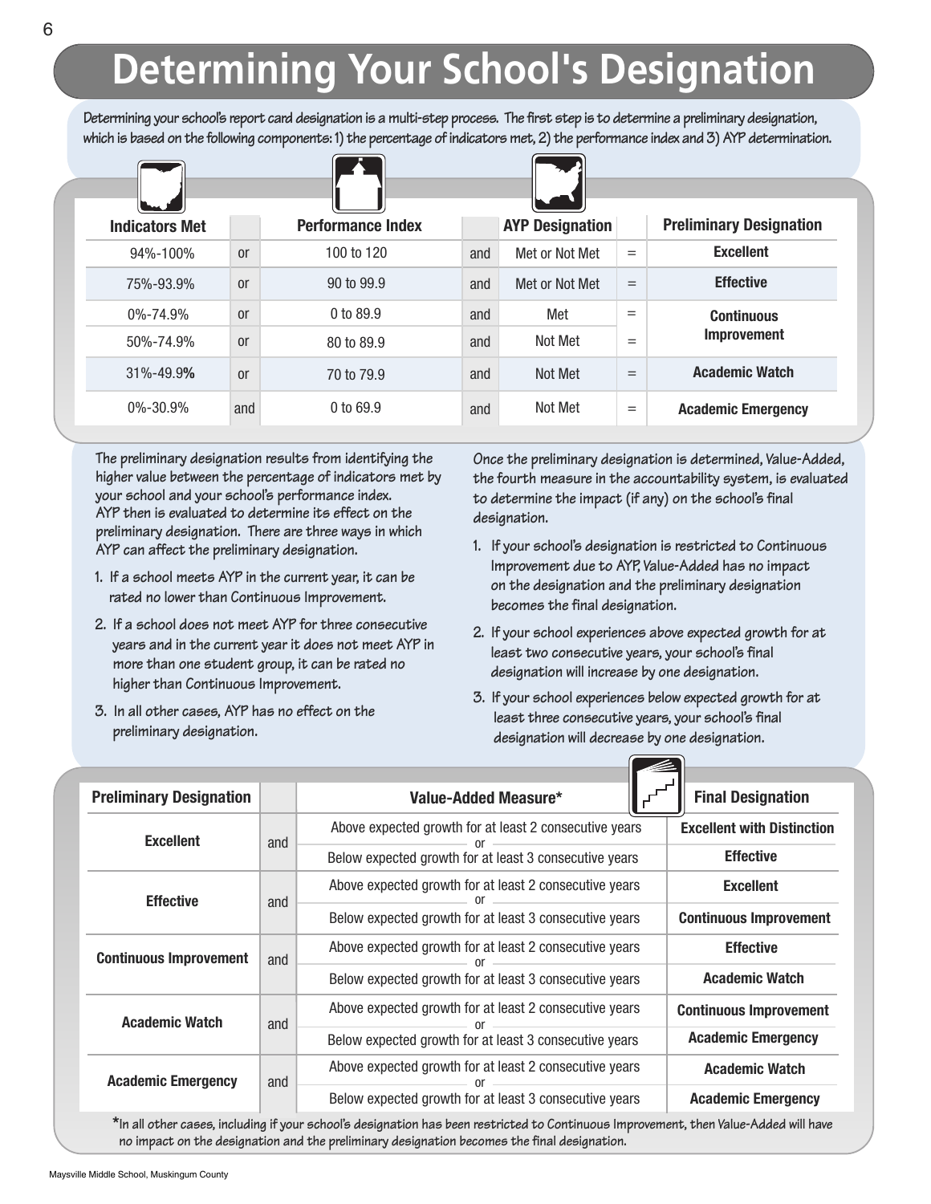# Determining Your School's Designation

**Determining your school's report card designation is a multi-step process. The first step is to determine a preliminary designation, which is based on the following components: 1) the percentage of indicators met, 2) the performance index and 3) AYP determination.**

| Indicators Met | | Performance Index | | AYP Designation | | Preliminary Designation |
|---|---|---|---|---|---|---|
| 94%-100% | or | 100 to 120 | and | Met or Not Met | = | **Excellent** |
| 75%-93.9% | or | 90 to 99.9 | and | Met or Not Met | = | **Effective** |
| 0%-74.9% | or | 0 to 89.9 | and | Met | = | **Continuous Improvement** |
| 50%-74.9% | or | 80 to 89.9 | and | Not Met | = | **Continuous Improvement** |
| 31%-49.9% | or | 70 to 79.9 | and | Not Met | = | **Academic Watch** |
| 0%-30.9% | and | 0 to 69.9 | and | Not Met | = | **Academic Emergency** |

The preliminary designation results from identifying the higher value between the percentage of indicators met by your school and your school's performance index. AYP then is evaluated to determine its effect on the preliminary designation. There are three ways in which AYP can affect the preliminary designation.

1. If a school meets AYP in the current year, it can be rated no lower than Continuous Improvement.
2. If a school does not meet AYP for three consecutive years and in the current year it does not meet AYP in more than one student group, it can be rated no higher than Continuous Improvement.
3. In all other cases, AYP has no effect on the preliminary designation.

Once the preliminary designation is determined, Value-Added, the fourth measure in the accountability system, is evaluated to determine the impact (if any) on the school's final designation.

1. If your school's designation is restricted to Continuous Improvement due to AYP, Value-Added has no impact on the designation and the preliminary designation becomes the final designation.
2. If your school experiences above expected growth for at least two consecutive years, your school's final designation will increase by one designation.
3. If your school experiences below expected growth for at least three consecutive years, your school's final designation will decrease by one designation.

| Preliminary Designation | | Value-Added Measure* | Final Designation |
|---|---|---|---|
| **Excellent** | and | Above expected growth for at least 2 consecutive years | **Excellent with Distinction** |
| | | or Below expected growth for at least 3 consecutive years | **Effective** |
| **Effective** | and | Above expected growth for at least 2 consecutive years | **Excellent** |
| | | or Below expected growth for at least 3 consecutive years | **Continuous Improvement** |
| **Continuous Improvement** | and | Above expected growth for at least 2 consecutive years | **Effective** |
| | | or Below expected growth for at least 3 consecutive years | **Academic Watch** |
| **Academic Watch** | and | Above expected growth for at least 2 consecutive years | **Continuous Improvement** |
| | | or Below expected growth for at least 3 consecutive years | **Academic Emergency** |
| **Academic Emergency** | and | Above expected growth for at least 2 consecutive years | **Academic Watch** |
| | | or Below expected growth for at least 3 consecutive years | **Academic Emergency** |

*In all other cases, including if your school's designation has been restricted to Continuous Improvement, then Value-Added will have no impact on the designation and the preliminary designation becomes the final designation.

Maysville Middle School, Muskingum County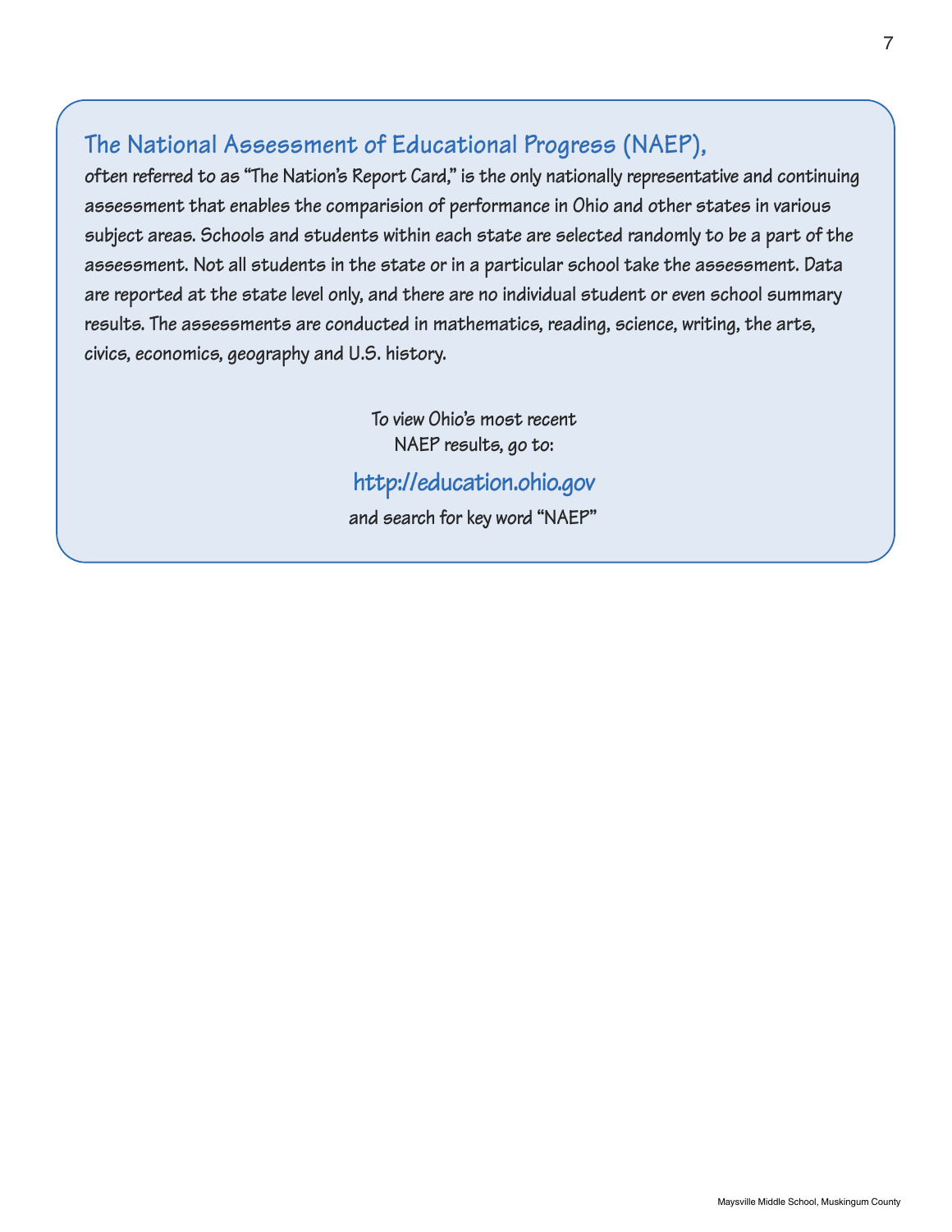## The National Assessment of Educational Progress (NAEP),

often referred to as "The Nation's Report Card," is the only nationally representative and continuing assessment that enables the comparision of performance in Ohio and other states in various subject areas. Schools and students within each state are selected randomly to be a part of the assessment. Not all students in the state or in a particular school take the assessment. Data are reported at the state level only, and there are no individual student or even school summary results. The assessments are conducted in mathematics, reading, science, writing, the arts, civics, economics, geography and U.S. history.

To view Ohio's most recent NAEP results, go to:

**http://education.ohio.gov**

and search for key word "NAEP"